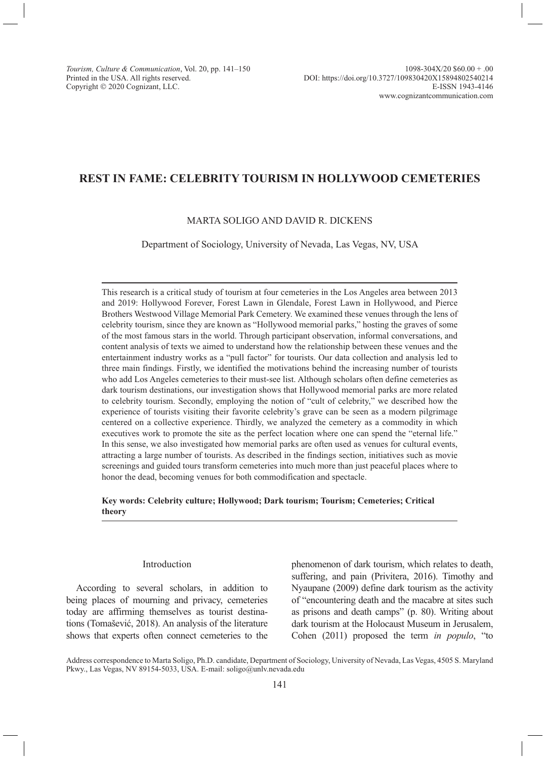# REST IN FAME: CELEBRITY TOURISM IN HOLLYWOOD CEMETERIES

MARTA SOLIGO AND DAVID R. DICKENS

Department of Sociology, University of Nevada, Las Vegas, NV, USA

This research is a critical study of tourism at four cemeteries in the Los Angeles area between 2013 and 2019: Hollywood Forever, Forest Lawn in Glendale, Forest Lawn in Hollywood, and Pierce Brothers Westwood Village Memorial Park Cemetery. We examined these venues through the lens of celebrity tourism, since they are known as "Hollywood memorial parks," hosting the graves of some of the most famous stars in the world. Through participant observation, informal conversations, and content analysis of texts we aimed to understand how the relationship between these venues and the entertainment industry works as a "pull factor" for tourists. Our data collection and analysis led to three main findings. Firstly, we identified the motivations behind the increasing number of tourists who add Los Angeles cemeteries to their must-see list. Although scholars often define cemeteries as dark tourism destinations, our investigation shows that Hollywood memorial parks are more related to celebrity tourism. Secondly, employing the notion of "cult of celebrity," we described how the experience of tourists visiting their favorite celebrity's grave can be seen as a modern pilgrimage centered on a collective experience. Thirdly, we analyzed the cemetery as a commodity in which executives work to promote the site as the perfect location where one can spend the "eternal life." In this sense, we also investigated how memorial parks are often used as venues for cultural events, attracting a large number of tourists. As described in the findings section, initiatives such as movie screenings and guided tours transform cemeteries into much more than just peaceful places where to honor the dead, becoming venues for both commodification and spectacle.

**Key words: Celebrity culture; Hollywood; Dark tourism; Tourism; Cemeteries; Critical theory**

## Introduction

According to several scholars, in addition to being places of mourning and privacy, cemeteries today are affirming themselves as tourist destinations (Tomašević, 2018). An analysis of the literature shows that experts often connect cemeteries to the phenomenon of dark tourism, which relates to death, suffering, and pain (Privitera, 2016). Timothy and Nyaupane (2009) define dark tourism as the activity of "encountering death and the macabre at sites such as prisons and death camps" (p. 80). Writing about dark tourism at the Holocaust Museum in Jerusalem, Cohen (2011) proposed the term *in populo*, "to

Address correspondence to Marta Soligo, Ph.D. candidate, Department of Sociology, University of Nevada, Las Vegas, 4505 S. Maryland Pkwy., Las Vegas, NV 89154-5033, USA. E-mail: soligo@unlv.nevada.edu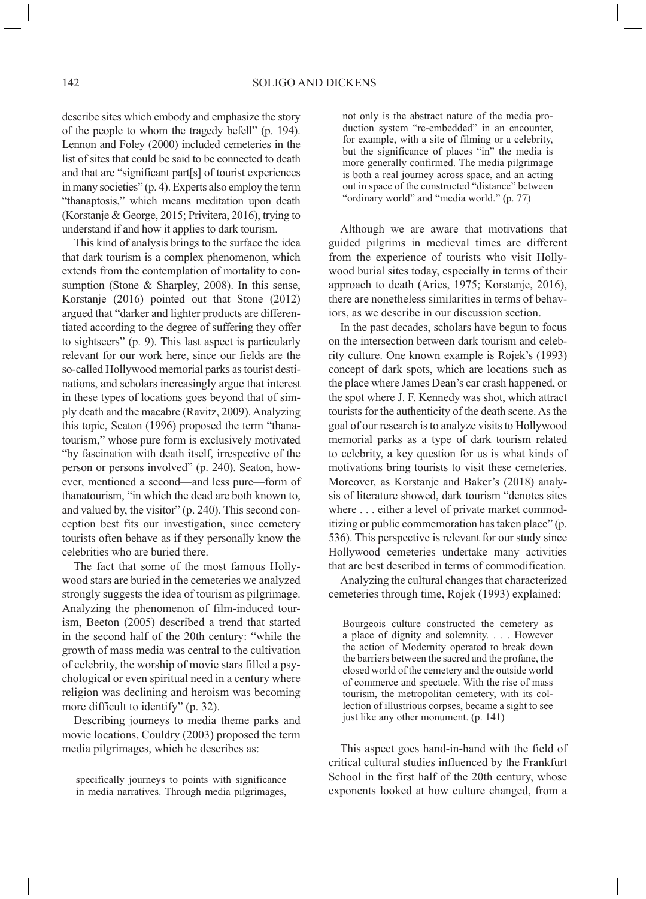describe sites which embody and emphasize the story of the people to whom the tragedy befell" (p. 194). Lennon and Foley (2000) included cemeteries in the list of sites that could be said to be connected to death and that are "significant part[s] of tourist experiences in many societies" (p. 4). Experts also employ the term "thanaptosis," which means meditation upon death (Korstanje & George, 2015; Privitera, 2016), trying to understand if and how it applies to dark tourism.

This kind of analysis brings to the surface the idea that dark tourism is a complex phenomenon, which extends from the contemplation of mortality to consumption (Stone & Sharpley, 2008). In this sense, Korstanje (2016) pointed out that Stone (2012) argued that "darker and lighter products are differentiated according to the degree of suffering they offer to sightseers" (p. 9). This last aspect is particularly relevant for our work here, since our fields are the so-called Hollywood memorial parks as tourist destinations, and scholars increasingly argue that interest in these types of locations goes beyond that of simply death and the macabre (Ravitz, 2009). Analyzing this topic, Seaton (1996) proposed the term "thanatourism," whose pure form is exclusively motivated "by fascination with death itself, irrespective of the person or persons involved" (p. 240). Seaton, however, mentioned a second—and less pure—form of thanatourism, "in which the dead are both known to, and valued by, the visitor" (p. 240). This second conception best fits our investigation, since cemetery tourists often behave as if they personally know the celebrities who are buried there.

The fact that some of the most famous Hollywood stars are buried in the cemeteries we analyzed strongly suggests the idea of tourism as pilgrimage. Analyzing the phenomenon of film-induced tourism, Beeton (2005) described a trend that started in the second half of the 20th century: "while the growth of mass media was central to the cultivation of celebrity, the worship of movie stars filled a psychological or even spiritual need in a century where religion was declining and heroism was becoming more difficult to identify" (p. 32).

Describing journeys to media theme parks and movie locations, Couldry (2003) proposed the term media pilgrimages, which he describes as:

> specifically journeys to points with significance in media narratives. Through media pilgrimages, not only is the abstract nature of the media production system "re-embedded" in an encounter, for example, with a site of filming or a celebrity, but the significance of places "in" the media is more generally confirmed. The media pilgrimage is both a real journey across space, and an acting out in space of the constructed "distance" between "ordinary world" and "media world." (p. 77)

Although we are aware that motivations that guided pilgrims in medieval times are different from the experience of tourists who visit Hollywood burial sites today, especially in terms of their approach to death (Aries, 1975; Korstanje, 2016), there are nonetheless similarities in terms of behaviors, as we describe in our discussion section.

In the past decades, scholars have begun to focus on the intersection between dark tourism and celebrity culture. One known example is Rojek's (1993) concept of dark spots, which are locations such as the place where James Dean's car crash happened, or the spot where J. F. Kennedy was shot, which attract tourists for the authenticity of the death scene. As the goal of our research is to analyze visits to Hollywood memorial parks as a type of dark tourism related to celebrity, a key question for us is what kinds of motivations bring tourists to visit these cemeteries. Moreover, as Korstanje and Baker's (2018) analysis of literature showed, dark tourism "denotes sites where . . . either a level of private market commoditizing or public commemoration has taken place" (p. 536). This perspective is relevant for our study since Hollywood cemeteries undertake many activities that are best described in terms of commodification.

Analyzing the cultural changes that characterized cemeteries through time, Rojek (1993) explained:

> Bourgeois culture constructed the cemetery as a place of dignity and solemnity. . . . However the action of Modernity operated to break down the barriers between the sacred and the profane, the closed world of the cemetery and the outside world of commerce and spectacle. With the rise of mass tourism, the metropolitan cemetery, with its collection of illustrious corpses, became a sight to see just like any other monument. (p. 141)

This aspect goes hand-in-hand with the field of critical cultural studies influenced by the Frankfurt School in the first half of the 20th century, whose exponents looked at how culture changed, from a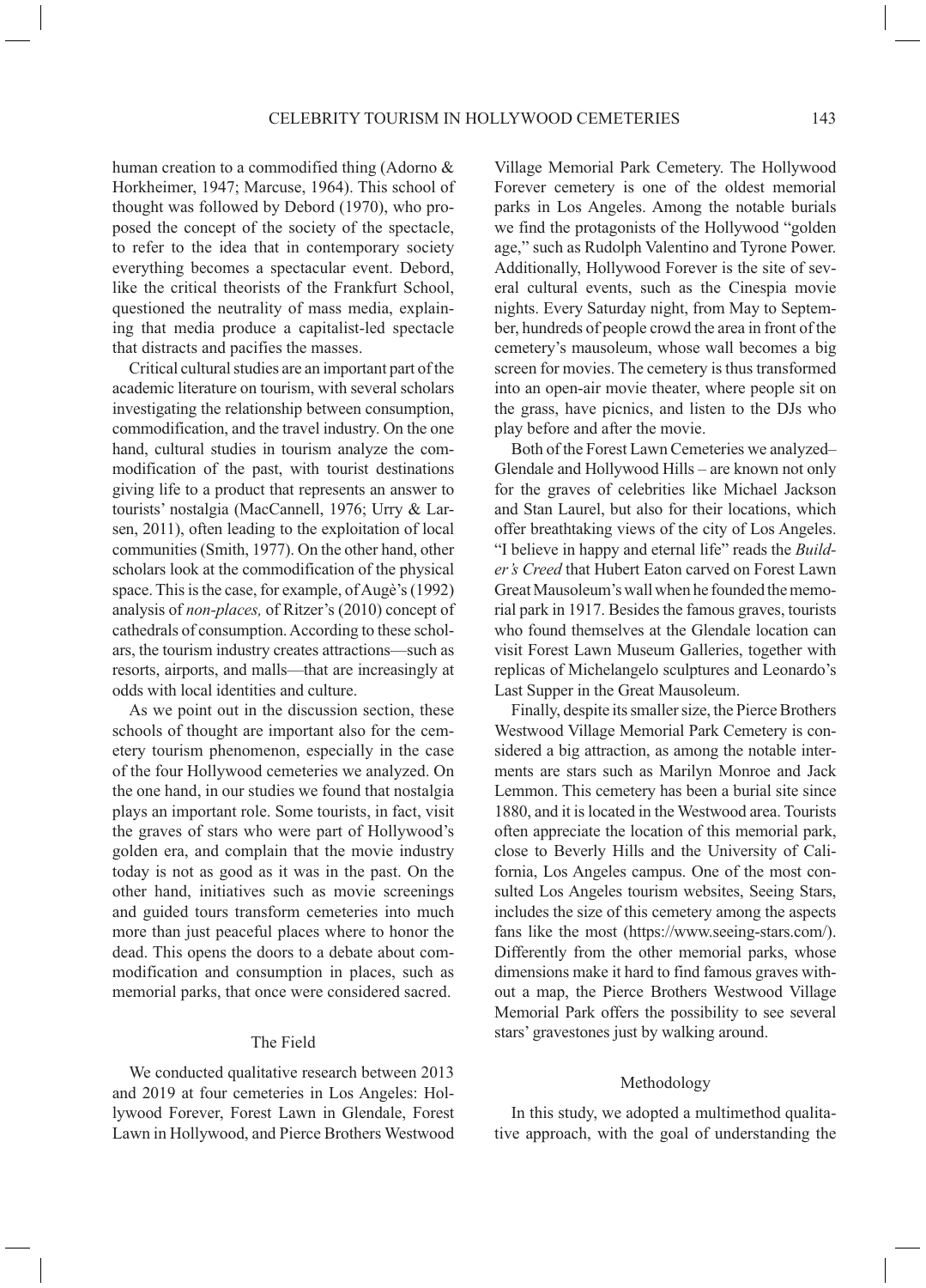human creation to a commodified thing (Adorno & Horkheimer, 1947; Marcuse, 1964). This school of thought was followed by Debord (1970), who proposed the concept of the society of the spectacle, to refer to the idea that in contemporary society everything becomes a spectacular event. Debord, like the critical theorists of the Frankfurt School, questioned the neutrality of mass media, explaining that media produce a capitalist-led spectacle that distracts and pacifies the masses.

Critical cultural studies are an important part of the academic literature on tourism, with several scholars investigating the relationship between consumption, commodification, and the travel industry. On the one hand, cultural studies in tourism analyze the commodification of the past, with tourist destinations giving life to a product that represents an answer to tourists' nostalgia (MacCannell, 1976; Urry & Larsen, 2011), often leading to the exploitation of local communities (Smith, 1977). On the other hand, other scholars look at the commodification of the physical space. This is the case, for example, of Augè's (1992) analysis of *non-places,* of Ritzer's (2010) concept of cathedrals of consumption. According to these scholars, the tourism industry creates attractions—such as resorts, airports, and malls—that are increasingly at odds with local identities and culture.

As we point out in the discussion section, these schools of thought are important also for the cemetery tourism phenomenon, especially in the case of the four Hollywood cemeteries we analyzed. On the one hand, in our studies we found that nostalgia plays an important role. Some tourists, in fact, visit the graves of stars who were part of Hollywood's golden era, and complain that the movie industry today is not as good as it was in the past. On the other hand, initiatives such as movie screenings and guided tours transform cemeteries into much more than just peaceful places where to honor the dead. This opens the doors to a debate about commodification and consumption in places, such as memorial parks, that once were considered sacred.

## The Field

We conducted qualitative research between 2013 and 2019 at four cemeteries in Los Angeles: Hollywood Forever, Forest Lawn in Glendale, Forest Lawn in Hollywood, and Pierce Brothers Westwood Village Memorial Park Cemetery. The Hollywood Forever cemetery is one of the oldest memorial parks in Los Angeles. Among the notable burials we find the protagonists of the Hollywood "golden age," such as Rudolph Valentino and Tyrone Power. Additionally, Hollywood Forever is the site of several cultural events, such as the Cinespia movie nights. Every Saturday night, from May to September, hundreds of people crowd the area in front of the cemetery's mausoleum, whose wall becomes a big screen for movies. The cemetery is thus transformed into an open-air movie theater, where people sit on the grass, have picnics, and listen to the DJs who play before and after the movie.

Both of the Forest Lawn Cemeteries we analyzed– Glendale and Hollywood Hills – are known not only for the graves of celebrities like Michael Jackson and Stan Laurel, but also for their locations, which offer breathtaking views of the city of Los Angeles. "I believe in happy and eternal life" reads the *Builder's Creed* that Hubert Eaton carved on Forest Lawn Great Mausoleum's wall when he founded the memorial park in 1917. Besides the famous graves, tourists who found themselves at the Glendale location can visit Forest Lawn Museum Galleries, together with replicas of Michelangelo sculptures and Leonardo's Last Supper in the Great Mausoleum.

Finally, despite its smaller size, the Pierce Brothers Westwood Village Memorial Park Cemetery is considered a big attraction, as among the notable interments are stars such as Marilyn Monroe and Jack Lemmon. This cemetery has been a burial site since 1880, and it is located in the Westwood area. Tourists often appreciate the location of this memorial park, close to Beverly Hills and the University of California, Los Angeles campus. One of the most consulted Los Angeles tourism websites, Seeing Stars, includes the size of this cemetery among the aspects fans like the most (https://www.seeing-stars.com/). Differently from the other memorial parks, whose dimensions make it hard to find famous graves without a map, the Pierce Brothers Westwood Village Memorial Park offers the possibility to see several stars' gravestones just by walking around.

## Methodology

In this study, we adopted a multimethod qualitative approach, with the goal of understanding the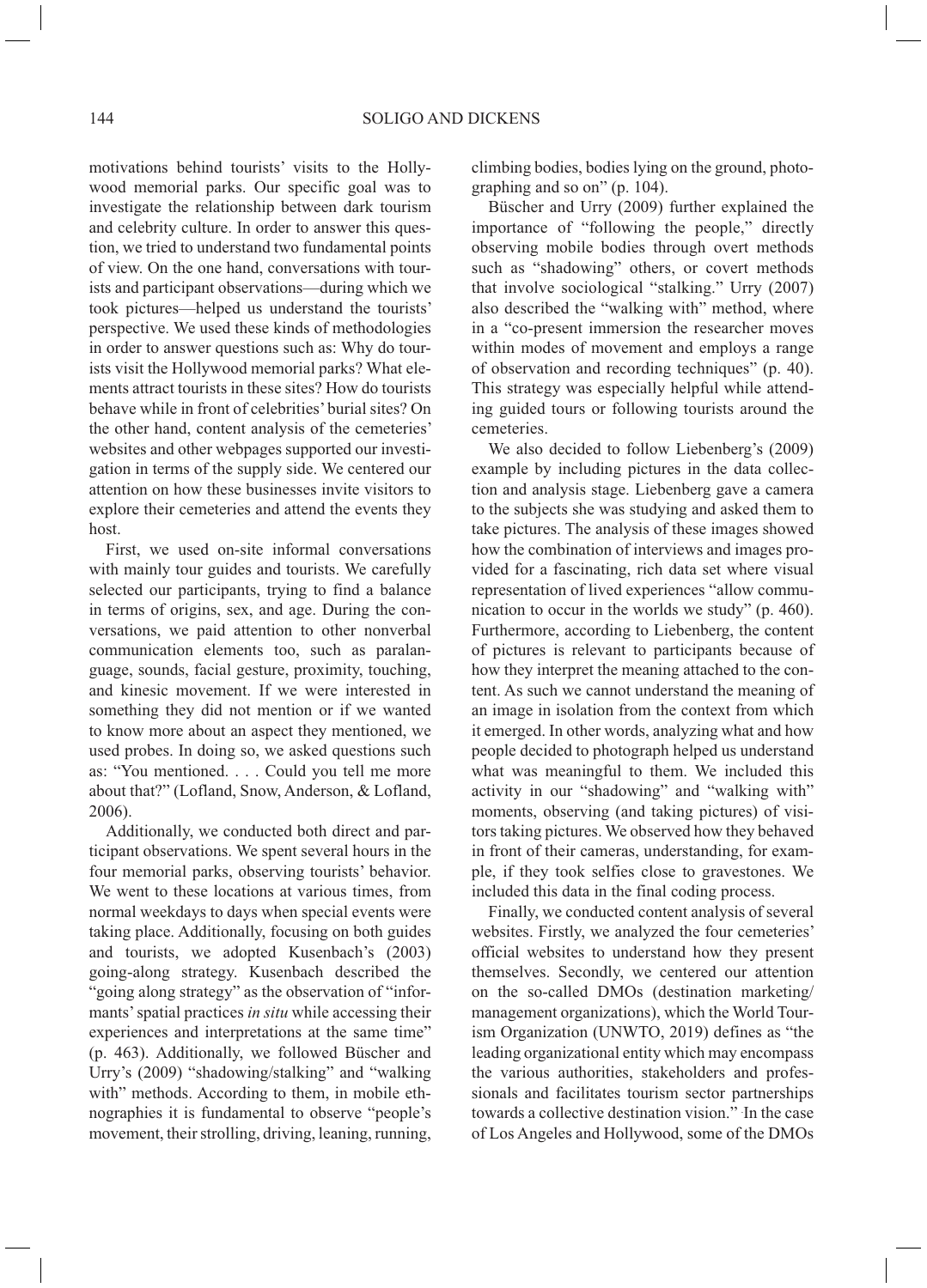motivations behind tourists' visits to the Hollywood memorial parks. Our specific goal was to investigate the relationship between dark tourism and celebrity culture. In order to answer this question, we tried to understand two fundamental points of view. On the one hand, conversations with tourists and participant observations—during which we took pictures—helped us understand the tourists' perspective. We used these kinds of methodologies in order to answer questions such as: Why do tourists visit the Hollywood memorial parks? What elements attract tourists in these sites? How do tourists behave while in front of celebrities' burial sites? On the other hand, content analysis of the cemeteries' websites and other webpages supported our investigation in terms of the supply side. We centered our attention on how these businesses invite visitors to explore their cemeteries and attend the events they host.

First, we used on-site informal conversations with mainly tour guides and tourists. We carefully selected our participants, trying to find a balance in terms of origins, sex, and age. During the conversations, we paid attention to other nonverbal communication elements too, such as paralanguage, sounds, facial gesture, proximity, touching, and kinesic movement. If we were interested in something they did not mention or if we wanted to know more about an aspect they mentioned, we used probes. In doing so, we asked questions such as: "You mentioned. . . . Could you tell me more about that?" (Lofland, Snow, Anderson, & Lofland, 2006).

Additionally, we conducted both direct and participant observations. We spent several hours in the four memorial parks, observing tourists' behavior. We went to these locations at various times, from normal weekdays to days when special events were taking place. Additionally, focusing on both guides and tourists, we adopted Kusenbach's (2003) going-along strategy. Kusenbach described the "going along strategy" as the observation of "informants' spatial practices *in situ* while accessing their experiences and interpretations at the same time" (p. 463). Additionally, we followed Büscher and Urry's (2009) "shadowing/stalking" and "walking with" methods. According to them, in mobile ethnographies it is fundamental to observe "people's movement, their strolling, driving, leaning, running, climbing bodies, bodies lying on the ground, photographing and so on" (p. 104).

Büscher and Urry (2009) further explained the importance of "following the people," directly observing mobile bodies through overt methods such as "shadowing" others, or covert methods that involve sociological "stalking." Urry (2007) also described the "walking with" method, where in a "co-present immersion the researcher moves within modes of movement and employs a range of observation and recording techniques" (p. 40). This strategy was especially helpful while attending guided tours or following tourists around the cemeteries.

We also decided to follow Liebenberg's (2009) example by including pictures in the data collection and analysis stage. Liebenberg gave a camera to the subjects she was studying and asked them to take pictures. The analysis of these images showed how the combination of interviews and images provided for a fascinating, rich data set where visual representation of lived experiences "allow communication to occur in the worlds we study" (p. 460). Furthermore, according to Liebenberg, the content of pictures is relevant to participants because of how they interpret the meaning attached to the content. As such we cannot understand the meaning of an image in isolation from the context from which it emerged. In other words, analyzing what and how people decided to photograph helped us understand what was meaningful to them. We included this activity in our "shadowing" and "walking with" moments, observing (and taking pictures) of visitors taking pictures. We observed how they behaved in front of their cameras, understanding, for example, if they took selfies close to gravestones. We included this data in the final coding process.

Finally, we conducted content analysis of several websites. Firstly, we analyzed the four cemeteries' official websites to understand how they present themselves. Secondly, we centered our attention on the so-called DMOs (destination marketing/management organizations), which the World Tourism Organization (UNWTO, 2019) defines as "the leading organizational entity which may encompass the various authorities, stakeholders and professionals and facilitates tourism sector partnerships towards a collective destination vision." In the case of Los Angeles and Hollywood, some of the DMOs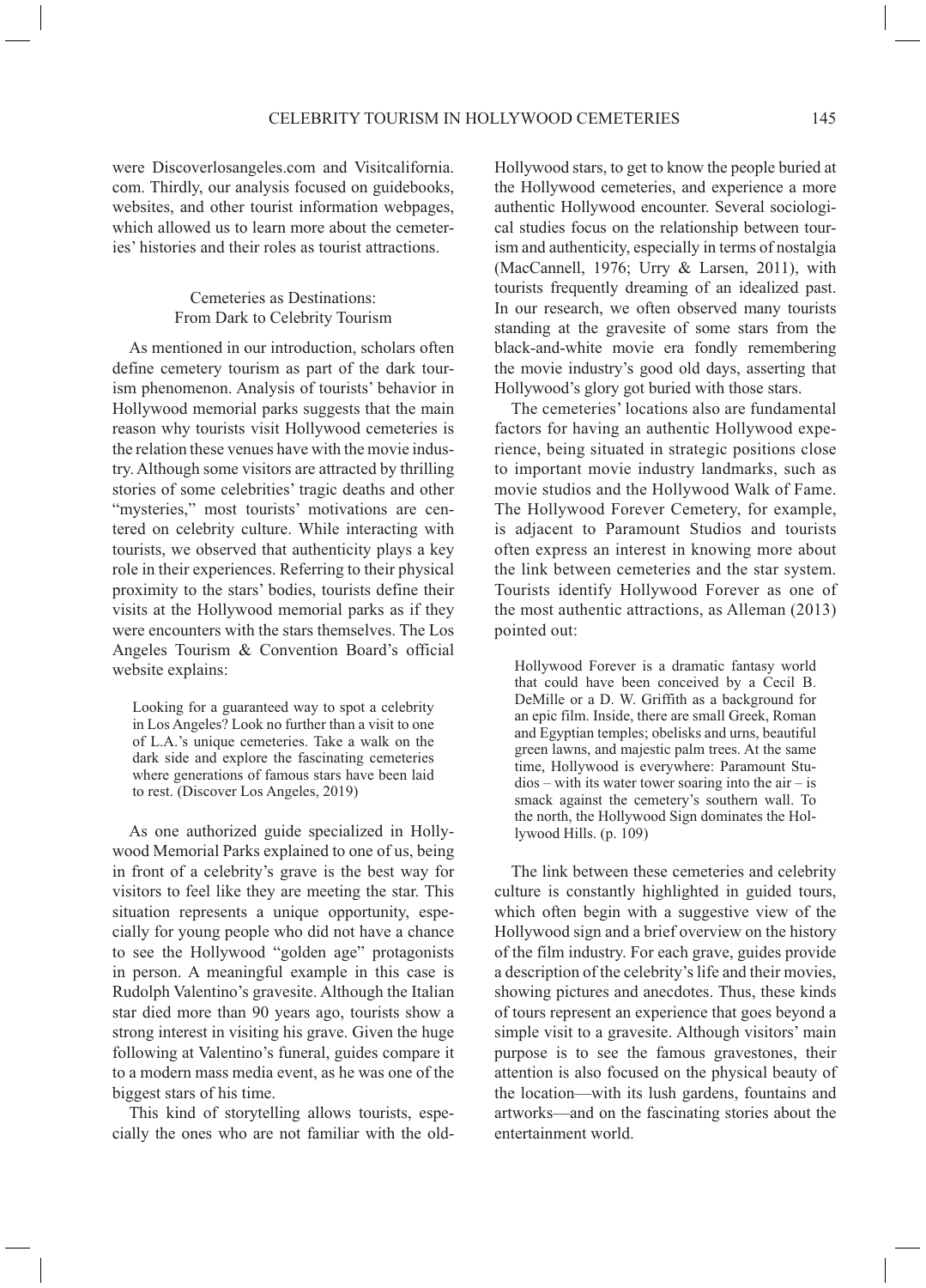were Discoverlosangeles.com and Visitcalifornia.com. Thirdly, our analysis focused on guidebooks, websites, and other tourist information webpages, which allowed us to learn more about the cemeteries' histories and their roles as tourist attractions.

## Cemeteries as Destinations: From Dark to Celebrity Tourism

As mentioned in our introduction, scholars often define cemetery tourism as part of the dark tourism phenomenon. Analysis of tourists' behavior in Hollywood memorial parks suggests that the main reason why tourists visit Hollywood cemeteries is the relation these venues have with the movie industry. Although some visitors are attracted by thrilling stories of some celebrities' tragic deaths and other "mysteries," most tourists' motivations are centered on celebrity culture. While interacting with tourists, we observed that authenticity plays a key role in their experiences. Referring to their physical proximity to the stars' bodies, tourists define their visits at the Hollywood memorial parks as if they were encounters with the stars themselves. The Los Angeles Tourism & Convention Board's official website explains:

> Looking for a guaranteed way to spot a celebrity in Los Angeles? Look no further than a visit to one of L.A.'s unique cemeteries. Take a walk on the dark side and explore the fascinating cemeteries where generations of famous stars have been laid to rest. (Discover Los Angeles, 2019)

As one authorized guide specialized in Hollywood Memorial Parks explained to one of us, being in front of a celebrity's grave is the best way for visitors to feel like they are meeting the star. This situation represents a unique opportunity, especially for young people who did not have a chance to see the Hollywood "golden age" protagonists in person. A meaningful example in this case is Rudolph Valentino's gravesite. Although the Italian star died more than 90 years ago, tourists show a strong interest in visiting his grave. Given the huge following at Valentino's funeral, guides compare it to a modern mass media event, as he was one of the biggest stars of his time.

This kind of storytelling allows tourists, especially the ones who are not familiar with the old-Hollywood stars, to get to know the people buried at the Hollywood cemeteries, and experience a more authentic Hollywood encounter. Several sociological studies focus on the relationship between tourism and authenticity, especially in terms of nostalgia (MacCannell, 1976; Urry & Larsen, 2011), with tourists frequently dreaming of an idealized past. In our research, we often observed many tourists standing at the gravesite of some stars from the black-and-white movie era fondly remembering the movie industry's good old days, asserting that Hollywood's glory got buried with those stars.

The cemeteries' locations also are fundamental factors for having an authentic Hollywood experience, being situated in strategic positions close to important movie industry landmarks, such as movie studios and the Hollywood Walk of Fame. The Hollywood Forever Cemetery, for example, is adjacent to Paramount Studios and tourists often express an interest in knowing more about the link between cemeteries and the star system. Tourists identify Hollywood Forever as one of the most authentic attractions, as Alleman (2013) pointed out:

> Hollywood Forever is a dramatic fantasy world that could have been conceived by a Cecil B. DeMille or a D. W. Griffith as a background for an epic film. Inside, there are small Greek, Roman and Egyptian temples; obelisks and urns, beautiful green lawns, and majestic palm trees. At the same time, Hollywood is everywhere: Paramount Studios – with its water tower soaring into the air – is smack against the cemetery's southern wall. To the north, the Hollywood Sign dominates the Hollywood Hills. (p. 109)

The link between these cemeteries and celebrity culture is constantly highlighted in guided tours, which often begin with a suggestive view of the Hollywood sign and a brief overview on the history of the film industry. For each grave, guides provide a description of the celebrity's life and their movies, showing pictures and anecdotes. Thus, these kinds of tours represent an experience that goes beyond a simple visit to a gravesite. Although visitors' main purpose is to see the famous gravestones, their attention is also focused on the physical beauty of the location—with its lush gardens, fountains and artworks—and on the fascinating stories about the entertainment world.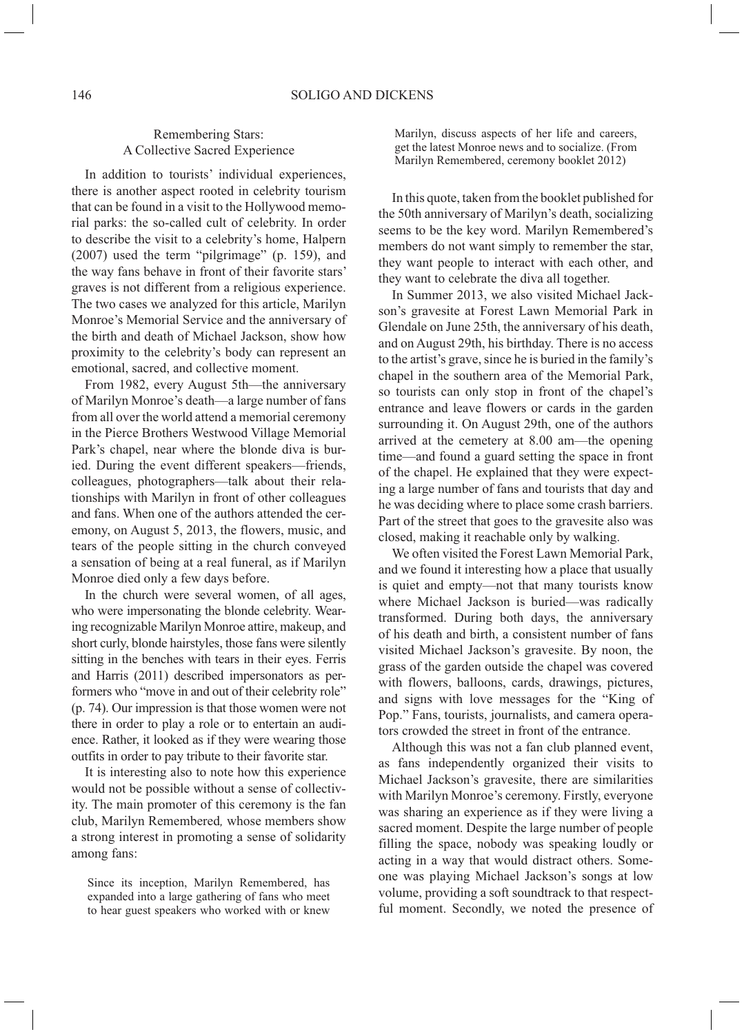## Remembering Stars: A Collective Sacred Experience

In addition to tourists' individual experiences, there is another aspect rooted in celebrity tourism that can be found in a visit to the Hollywood memorial parks: the so-called cult of celebrity. In order to describe the visit to a celebrity's home, Halpern (2007) used the term "pilgrimage" (p. 159), and the way fans behave in front of their favorite stars' graves is not different from a religious experience. The two cases we analyzed for this article, Marilyn Monroe's Memorial Service and the anniversary of the birth and death of Michael Jackson, show how proximity to the celebrity's body can represent an emotional, sacred, and collective moment.

From 1982, every August 5th—the anniversary of Marilyn Monroe's death—a large number of fans from all over the world attend a memorial ceremony in the Pierce Brothers Westwood Village Memorial Park's chapel, near where the blonde diva is buried. During the event different speakers—friends, colleagues, photographers—talk about their relationships with Marilyn in front of other colleagues and fans. When one of the authors attended the ceremony, on August 5, 2013, the flowers, music, and tears of the people sitting in the church conveyed a sensation of being at a real funeral, as if Marilyn Monroe died only a few days before.

In the church were several women, of all ages, who were impersonating the blonde celebrity. Wearing recognizable Marilyn Monroe attire, makeup, and short curly, blonde hairstyles, those fans were silently sitting in the benches with tears in their eyes. Ferris and Harris (2011) described impersonators as performers who "move in and out of their celebrity role" (p. 74). Our impression is that those women were not there in order to play a role or to entertain an audience. Rather, it looked as if they were wearing those outfits in order to pay tribute to their favorite star.

It is interesting also to note how this experience would not be possible without a sense of collectivity. The main promoter of this ceremony is the fan club, Marilyn Remembered*,* whose members show a strong interest in promoting a sense of solidarity among fans:

> Since its inception, Marilyn Remembered, has expanded into a large gathering of fans who meet to hear guest speakers who worked with or knew Marilyn, discuss aspects of her life and careers, get the latest Monroe news and to socialize. (From Marilyn Remembered, ceremony booklet 2012)

In this quote, taken from the booklet published for the 50th anniversary of Marilyn's death, socializing seems to be the key word. Marilyn Remembered's members do not want simply to remember the star, they want people to interact with each other, and they want to celebrate the diva all together.

In Summer 2013, we also visited Michael Jackson's gravesite at Forest Lawn Memorial Park in Glendale on June 25th, the anniversary of his death, and on August 29th, his birthday. There is no access to the artist's grave, since he is buried in the family's chapel in the southern area of the Memorial Park, so tourists can only stop in front of the chapel's entrance and leave flowers or cards in the garden surrounding it. On August 29th, one of the authors arrived at the cemetery at 8.00 am—the opening time—and found a guard setting the space in front of the chapel. He explained that they were expecting a large number of fans and tourists that day and he was deciding where to place some crash barriers. Part of the street that goes to the gravesite also was closed, making it reachable only by walking.

We often visited the Forest Lawn Memorial Park, and we found it interesting how a place that usually is quiet and empty—not that many tourists know where Michael Jackson is buried—was radically transformed. During both days, the anniversary of his death and birth, a consistent number of fans visited Michael Jackson's gravesite. By noon, the grass of the garden outside the chapel was covered with flowers, balloons, cards, drawings, pictures, and signs with love messages for the "King of Pop." Fans, tourists, journalists, and camera operators crowded the street in front of the entrance.

Although this was not a fan club planned event, as fans independently organized their visits to Michael Jackson's gravesite, there are similarities with Marilyn Monroe's ceremony. Firstly, everyone was sharing an experience as if they were living a sacred moment. Despite the large number of people filling the space, nobody was speaking loudly or acting in a way that would distract others. Someone was playing Michael Jackson's songs at low volume, providing a soft soundtrack to that respectful moment. Secondly, we noted the presence of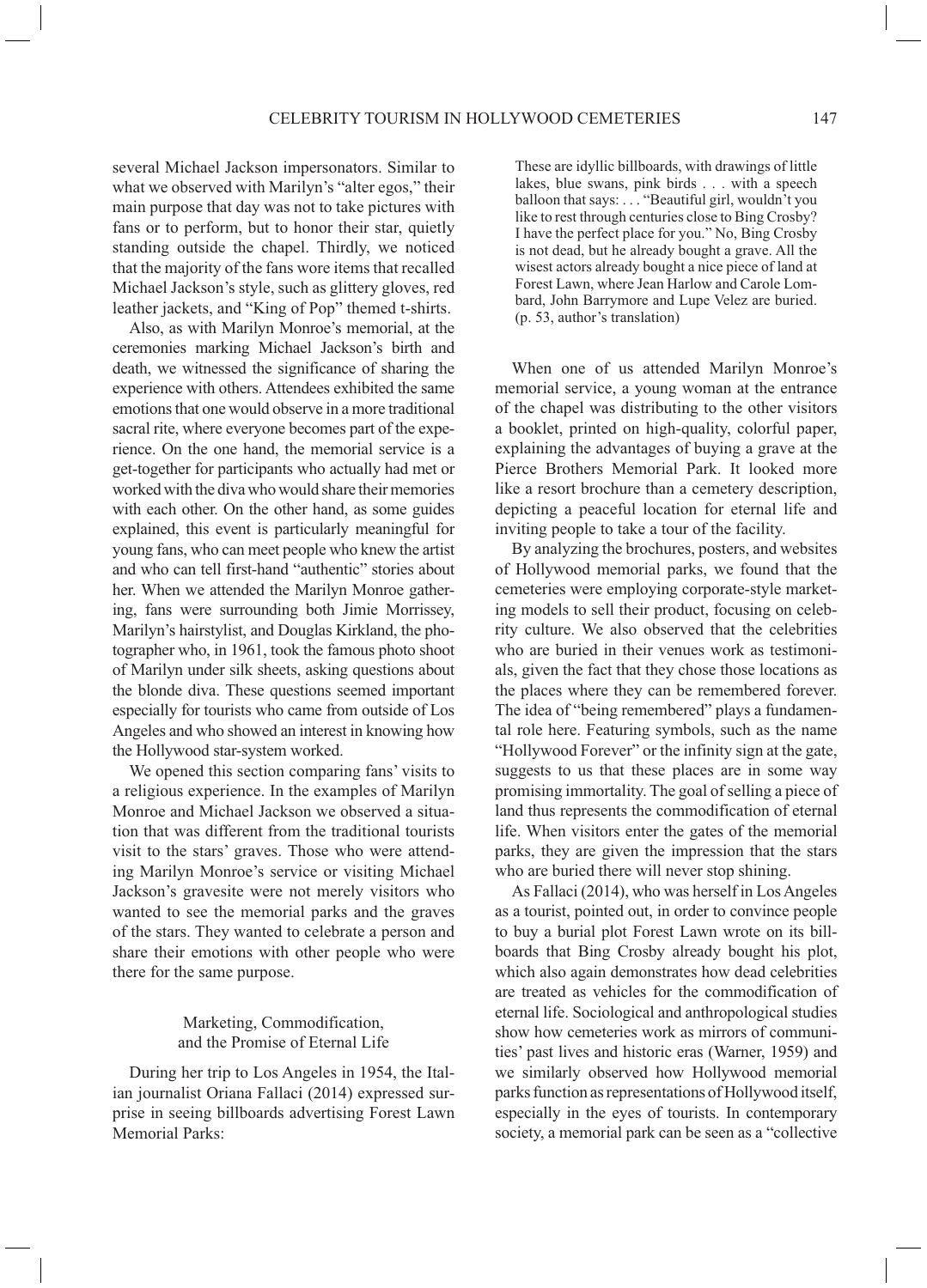several Michael Jackson impersonators. Similar to what we observed with Marilyn's "alter egos," their main purpose that day was not to take pictures with fans or to perform, but to honor their star, quietly standing outside the chapel. Thirdly, we noticed that the majority of the fans wore items that recalled Michael Jackson's style, such as glittery gloves, red leather jackets, and "King of Pop" themed t-shirts.

Also, as with Marilyn Monroe's memorial, at the ceremonies marking Michael Jackson's birth and death, we witnessed the significance of sharing the experience with others. Attendees exhibited the same emotions that one would observe in a more traditional sacral rite, where everyone becomes part of the experience. On the one hand, the memorial service is a get-together for participants who actually had met or worked with the diva who would share their memories with each other. On the other hand, as some guides explained, this event is particularly meaningful for young fans, who can meet people who knew the artist and who can tell first-hand "authentic" stories about her. When we attended the Marilyn Monroe gathering, fans were surrounding both Jimie Morrissey, Marilyn's hairstylist, and Douglas Kirkland, the photographer who, in 1961, took the famous photo shoot of Marilyn under silk sheets, asking questions about the blonde diva. These questions seemed important especially for tourists who came from outside of Los Angeles and who showed an interest in knowing how the Hollywood star-system worked.

We opened this section comparing fans' visits to a religious experience. In the examples of Marilyn Monroe and Michael Jackson we observed a situation that was different from the traditional tourists visit to the stars' graves. Those who were attending Marilyn Monroe's service or visiting Michael Jackson's gravesite were not merely visitors who wanted to see the memorial parks and the graves of the stars. They wanted to celebrate a person and share their emotions with other people who were there for the same purpose.

## Marketing, Commodification, and the Promise of Eternal Life

During her trip to Los Angeles in 1954, the Italian journalist Oriana Fallaci (2014) expressed surprise in seeing billboards advertising Forest Lawn Memorial Parks:

> These are idyllic billboards, with drawings of little lakes, blue swans, pink birds . . . with a speech balloon that says: . . . "Beautiful girl, wouldn't you like to rest through centuries close to Bing Crosby? I have the perfect place for you." No, Bing Crosby is not dead, but he already bought a grave. All the wisest actors already bought a nice piece of land at Forest Lawn, where Jean Harlow and Carole Lombard, John Barrymore and Lupe Velez are buried. (p. 53, author's translation)

When one of us attended Marilyn Monroe's memorial service, a young woman at the entrance of the chapel was distributing to the other visitors a booklet, printed on high-quality, colorful paper, explaining the advantages of buying a grave at the Pierce Brothers Memorial Park. It looked more like a resort brochure than a cemetery description, depicting a peaceful location for eternal life and inviting people to take a tour of the facility.

By analyzing the brochures, posters, and websites of Hollywood memorial parks, we found that the cemeteries were employing corporate-style marketing models to sell their product, focusing on celebrity culture. We also observed that the celebrities who are buried in their venues work as testimonials, given the fact that they chose those locations as the places where they can be remembered forever. The idea of "being remembered" plays a fundamental role here. Featuring symbols, such as the name "Hollywood Forever" or the infinity sign at the gate, suggests to us that these places are in some way promising immortality. The goal of selling a piece of land thus represents the commodification of eternal life. When visitors enter the gates of the memorial parks, they are given the impression that the stars who are buried there will never stop shining.

As Fallaci (2014), who was herself in Los Angeles as a tourist, pointed out, in order to convince people to buy a burial plot Forest Lawn wrote on its billboards that Bing Crosby already bought his plot, which also again demonstrates how dead celebrities are treated as vehicles for the commodification of eternal life. Sociological and anthropological studies show how cemeteries work as mirrors of communities' past lives and historic eras (Warner, 1959) and we similarly observed how Hollywood memorial parks function as representations of Hollywood itself, especially in the eyes of tourists. In contemporary society, a memorial park can be seen as a "collective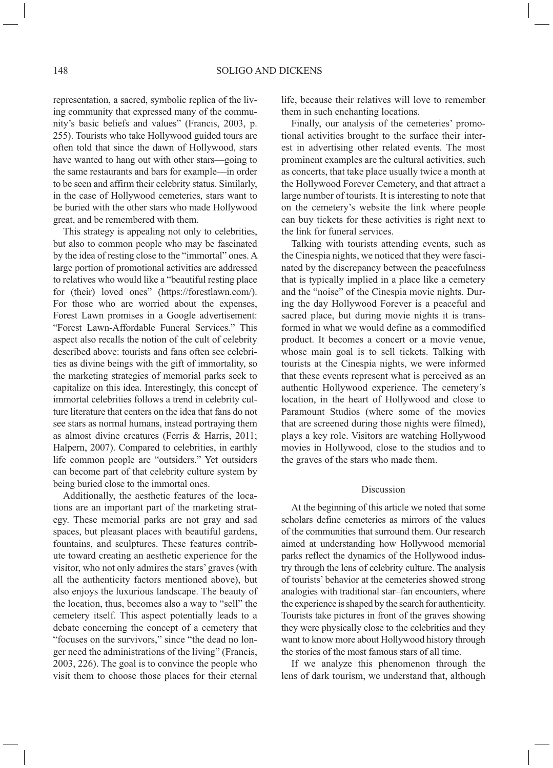representation, a sacred, symbolic replica of the living community that expressed many of the community's basic beliefs and values" (Francis, 2003, p. 255). Tourists who take Hollywood guided tours are often told that since the dawn of Hollywood, stars have wanted to hang out with other stars—going to the same restaurants and bars for example—in order to be seen and affirm their celebrity status. Similarly, in the case of Hollywood cemeteries, stars want to be buried with the other stars who made Hollywood great, and be remembered with them.

This strategy is appealing not only to celebrities, but also to common people who may be fascinated by the idea of resting close to the "immortal" ones. A large portion of promotional activities are addressed to relatives who would like a "beautiful resting place for (their) loved ones" (https://forestlawn.com/). For those who are worried about the expenses, Forest Lawn promises in a Google advertisement: "Forest Lawn-Affordable Funeral Services." This aspect also recalls the notion of the cult of celebrity described above: tourists and fans often see celebrities as divine beings with the gift of immortality, so the marketing strategies of memorial parks seek to capitalize on this idea. Interestingly, this concept of immortal celebrities follows a trend in celebrity culture literature that centers on the idea that fans do not see stars as normal humans, instead portraying them as almost divine creatures (Ferris & Harris, 2011; Halpern, 2007). Compared to celebrities, in earthly life common people are "outsiders." Yet outsiders can become part of that celebrity culture system by being buried close to the immortal ones.

Additionally, the aesthetic features of the locations are an important part of the marketing strategy. These memorial parks are not gray and sad spaces, but pleasant places with beautiful gardens, fountains, and sculptures. These features contribute toward creating an aesthetic experience for the visitor, who not only admires the stars' graves (with all the authenticity factors mentioned above), but also enjoys the luxurious landscape. The beauty of the location, thus, becomes also a way to "sell" the cemetery itself. This aspect potentially leads to a debate concerning the concept of a cemetery that "focuses on the survivors," since "the dead no longer need the administrations of the living" (Francis, 2003, 226). The goal is to convince the people who visit them to choose those places for their eternal life, because their relatives will love to remember them in such enchanting locations.

Finally, our analysis of the cemeteries' promotional activities brought to the surface their interest in advertising other related events. The most prominent examples are the cultural activities, such as concerts, that take place usually twice a month at the Hollywood Forever Cemetery, and that attract a large number of tourists. It is interesting to note that on the cemetery's website the link where people can buy tickets for these activities is right next to the link for funeral services.

Talking with tourists attending events, such as the Cinespia nights, we noticed that they were fascinated by the discrepancy between the peacefulness that is typically implied in a place like a cemetery and the "noise" of the Cinespia movie nights. During the day Hollywood Forever is a peaceful and sacred place, but during movie nights it is transformed in what we would define as a commodified product. It becomes a concert or a movie venue, whose main goal is to sell tickets. Talking with tourists at the Cinespia nights, we were informed that these events represent what is perceived as an authentic Hollywood experience. The cemetery's location, in the heart of Hollywood and close to Paramount Studios (where some of the movies that are screened during those nights were filmed), plays a key role. Visitors are watching Hollywood movies in Hollywood, close to the studios and to the graves of the stars who made them.

## Discussion

At the beginning of this article we noted that some scholars define cemeteries as mirrors of the values of the communities that surround them. Our research aimed at understanding how Hollywood memorial parks reflect the dynamics of the Hollywood industry through the lens of celebrity culture. The analysis of tourists' behavior at the cemeteries showed strong analogies with traditional star–fan encounters, where the experience is shaped by the search for authenticity. Tourists take pictures in front of the graves showing they were physically close to the celebrities and they want to know more about Hollywood history through the stories of the most famous stars of all time.

If we analyze this phenomenon through the lens of dark tourism, we understand that, although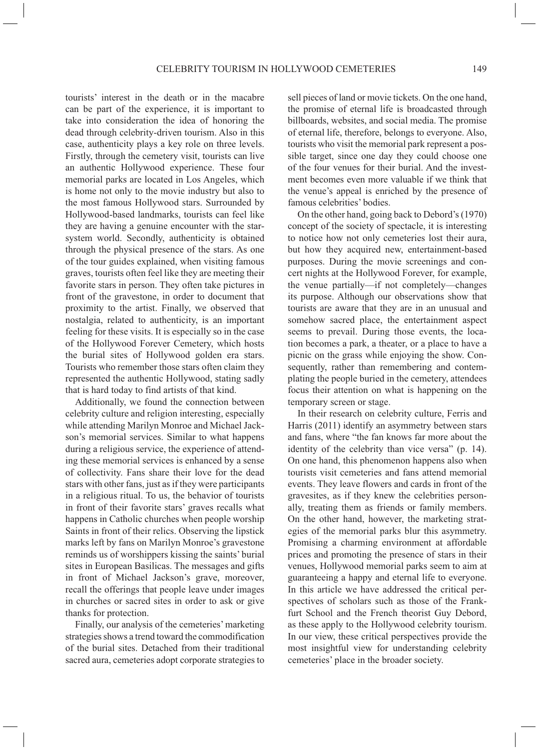tourists' interest in the death or in the macabre can be part of the experience, it is important to take into consideration the idea of honoring the dead through celebrity-driven tourism. Also in this case, authenticity plays a key role on three levels. Firstly, through the cemetery visit, tourists can live an authentic Hollywood experience. These four memorial parks are located in Los Angeles, which is home not only to the movie industry but also to the most famous Hollywood stars. Surrounded by Hollywood-based landmarks, tourists can feel like they are having a genuine encounter with the star-system world. Secondly, authenticity is obtained through the physical presence of the stars. As one of the tour guides explained, when visiting famous graves, tourists often feel like they are meeting their favorite stars in person. They often take pictures in front of the gravestone, in order to document that proximity to the artist. Finally, we observed that nostalgia, related to authenticity, is an important feeling for these visits. It is especially so in the case of the Hollywood Forever Cemetery, which hosts the burial sites of Hollywood golden era stars. Tourists who remember those stars often claim they represented the authentic Hollywood, stating sadly that is hard today to find artists of that kind.

Additionally, we found the connection between celebrity culture and religion interesting, especially while attending Marilyn Monroe and Michael Jackson's memorial services. Similar to what happens during a religious service, the experience of attending these memorial services is enhanced by a sense of collectivity. Fans share their love for the dead stars with other fans, just as if they were participants in a religious ritual. To us, the behavior of tourists in front of their favorite stars' graves recalls what happens in Catholic churches when people worship Saints in front of their relics. Observing the lipstick marks left by fans on Marilyn Monroe's gravestone reminds us of worshippers kissing the saints' burial sites in European Basilicas. The messages and gifts in front of Michael Jackson's grave, moreover, recall the offerings that people leave under images in churches or sacred sites in order to ask or give thanks for protection.

Finally, our analysis of the cemeteries' marketing strategies shows a trend toward the commodification of the burial sites. Detached from their traditional sacred aura, cemeteries adopt corporate strategies to sell pieces of land or movie tickets. On the one hand, the promise of eternal life is broadcasted through billboards, websites, and social media. The promise of eternal life, therefore, belongs to everyone. Also, tourists who visit the memorial park represent a possible target, since one day they could choose one of the four venues for their burial. And the investment becomes even more valuable if we think that the venue's appeal is enriched by the presence of famous celebrities' bodies.

On the other hand, going back to Debord's (1970) concept of the society of spectacle, it is interesting to notice how not only cemeteries lost their aura, but how they acquired new, entertainment-based purposes. During the movie screenings and concert nights at the Hollywood Forever, for example, the venue partially—if not completely—changes its purpose. Although our observations show that tourists are aware that they are in an unusual and somehow sacred place, the entertainment aspect seems to prevail. During those events, the location becomes a park, a theater, or a place to have a picnic on the grass while enjoying the show. Consequently, rather than remembering and contemplating the people buried in the cemetery, attendees focus their attention on what is happening on the temporary screen or stage.

In their research on celebrity culture, Ferris and Harris (2011) identify an asymmetry between stars and fans, where "the fan knows far more about the identity of the celebrity than vice versa" (p. 14). On one hand, this phenomenon happens also when tourists visit cemeteries and fans attend memorial events. They leave flowers and cards in front of the gravesites, as if they knew the celebrities personally, treating them as friends or family members. On the other hand, however, the marketing strategies of the memorial parks blur this asymmetry. Promising a charming environment at affordable prices and promoting the presence of stars in their venues, Hollywood memorial parks seem to aim at guaranteeing a happy and eternal life to everyone. In this article we have addressed the critical perspectives of scholars such as those of the Frankfurt School and the French theorist Guy Debord, as these apply to the Hollywood celebrity tourism. In our view, these critical perspectives provide the most insightful view for understanding celebrity cemeteries' place in the broader society.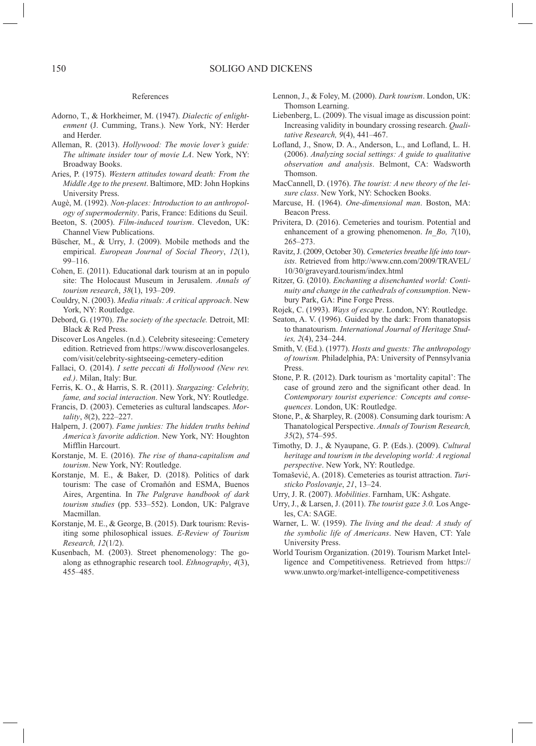## References

Adorno, T., & Horkheimer, M. (1947). *Dialectic of enlightenment* (J. Cumming, Trans.). New York, NY: Herder and Herder.

Alleman, R. (2013). *Hollywood: The movie lover's guide: The ultimate insider tour of movie LA*. New York, NY: Broadway Books.

Aries, P. (1975). *Western attitudes toward death: From the Middle Age to the present*. Baltimore, MD: John Hopkins University Press.

Augè, M. (1992). *Non-places: Introduction to an anthropology of supermodernity*. Paris, France: Editions du Seuil.

Beeton, S. (2005). *Film-induced tourism*. Clevedon, UK: Channel View Publications.

Büscher, M., & Urry, J. (2009). Mobile methods and the empirical. *European Journal of Social Theory*, *12*(1), 99–116.

Cohen, E. (2011). Educational dark tourism at an in populo site: The Holocaust Museum in Jerusalem. *Annals of tourism research*, *38*(1), 193–209.

Couldry, N. (2003). *Media rituals: A critical approach*. New York, NY: Routledge.

Debord, G. (1970). *The society of the spectacle.* Detroit, MI: Black & Red Press.

Discover Los Angeles. (n.d.). Celebrity siteseeing: Cemetery edition. Retrieved from https://www.discoverlosangeles.com/visit/celebrity-sightseeing-cemetery-edition

Fallaci, O. (2014). *I sette peccati di Hollywood (New rev. ed.)*. Milan, Italy: Bur.

Ferris, K. O., & Harris, S. R. (2011). *Stargazing: Celebrity, fame, and social interaction*. New York, NY: Routledge.

Francis, D. (2003). Cemeteries as cultural landscapes. *Mortality*, *8*(2), 222–227.

Halpern, J. (2007). *Fame junkies: The hidden truths behind America's favorite addiction*. New York, NY: Houghton Mifflin Harcourt.

Korstanje, M. E. (2016). *The rise of thana-capitalism and tourism*. New York, NY: Routledge.

Korstanje, M. E., & Baker, D. (2018). Politics of dark tourism: The case of Cromañón and ESMA, Buenos Aires, Argentina. In *The Palgrave handbook of dark tourism studies* (pp. 533–552). London, UK: Palgrave Macmillan.

Korstanje, M. E., & George, B. (2015). Dark tourism: Revisiting some philosophical issues. *E-Review of Tourism Research, 12*(1/2).

Kusenbach, M. (2003). Street phenomenology: The go-along as ethnographic research tool. *Ethnography*, *4*(3), 455–485.

Lennon, J., & Foley, M. (2000). *Dark tourism*. London, UK: Thomson Learning.

Liebenberg, L. (2009). The visual image as discussion point: Increasing validity in boundary crossing research. *Qualitative Research, 9*(4), 441–467.

Lofland, J., Snow, D. A., Anderson, L., and Lofland, L. H. (2006). *Analyzing social settings: A guide to qualitative observation and analysis*. Belmont, CA: Wadsworth Thomson.

MacCannell, D. (1976). *The tourist: A new theory of the leisure class*. New York, NY: Schocken Books.

Marcuse, H. (1964). *One-dimensional man*. Boston, MA: Beacon Press.

Privitera, D. (2016). Cemeteries and tourism. Potential and enhancement of a growing phenomenon. *In_Bo, 7*(10), 265–273.

Ravitz, J. (2009, October 30). *Cemeteries breathe life into tourists*. Retrieved from http://www.cnn.com/2009/TRAVEL/10/30/graveyard.tourism/index.html

Ritzer, G. (2010). *Enchanting a disenchanted world: Continuity and change in the cathedrals of consumption*. Newbury Park, GA: Pine Forge Press.

Rojek, C. (1993). *Ways of escape*. London, NY: Routledge.

Seaton, A. V. (1996). Guided by the dark: From thanatopsis to thanatourism. *International Journal of Heritage Studies, 2*(4), 234–244.

Smith, V. (Ed.). (1977). *Hosts and guests: The anthropology of tourism.* Philadelphia, PA: University of Pennsylvania Press.

Stone, P. R. (2012). Dark tourism as 'mortality capital': The case of ground zero and the significant other dead. In *Contemporary tourist experience: Concepts and consequences*. London, UK: Routledge.

Stone, P., & Sharpley, R. (2008). Consuming dark tourism: A Thanatological Perspective. *Annals of Tourism Research, 35*(2), 574–595.

Timothy, D. J., & Nyaupane, G. P. (Eds.). (2009). *Cultural heritage and tourism in the developing world: A regional perspective*. New York, NY: Routledge.

Tomašević, A. (2018). Cemeteries as tourist attraction. *Turisticko Poslovanje*, *21*, 13–24.

Urry, J. R. (2007). *Mobilities*. Farnham, UK: Ashgate.

Urry, J., & Larsen, J. (2011). *The tourist gaze 3.0.* Los Angeles, CA: SAGE.

Warner, L. W. (1959). *The living and the dead: A study of the symbolic life of Americans*. New Haven, CT: Yale University Press.

World Tourism Organization. (2019). Tourism Market Intelligence and Competitiveness. Retrieved from https://www.unwto.org/market-intelligence-competitiveness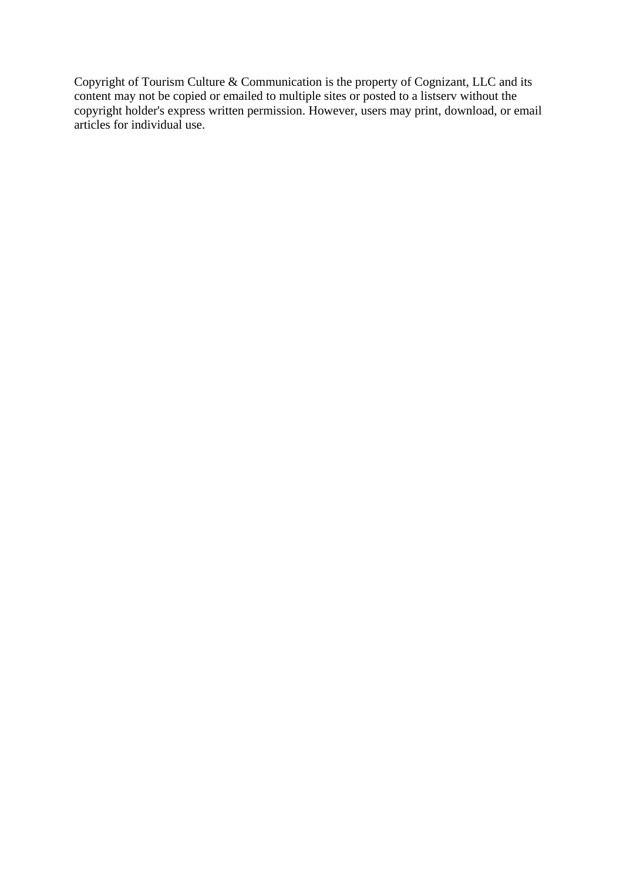Copyright of Tourism Culture & Communication is the property of Cognizant, LLC and its content may not be copied or emailed to multiple sites or posted to a listserv without the copyright holder's express written permission. However, users may print, download, or email articles for individual use.